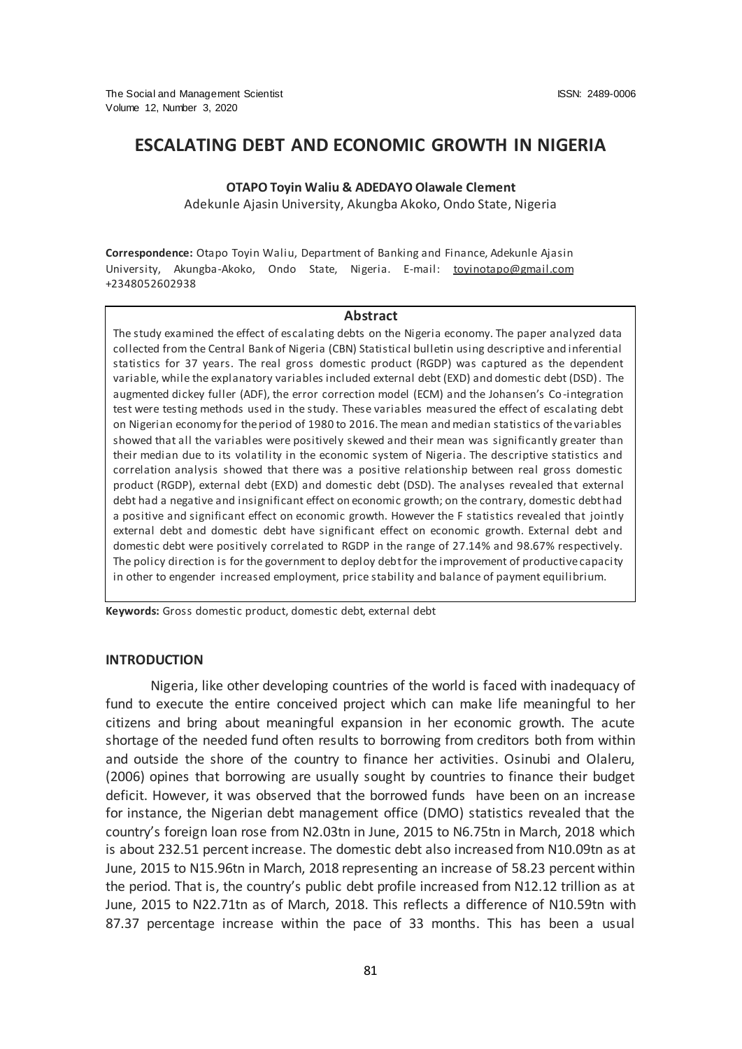# ESCALATING DEBT AND ECONOMIC GROWTH IN NIGERIA

**OTAPO Toyin Waliu & ADEDAYO Olawale Clement**

Adekunle Ajasin University, Akungba Akoko, Ondo State, Nigeria

**Correspondence:** Otapo Toyin Waliu, Department of Banking and Finance, Adekunle Ajasin University, Akungba-Akoko, Ondo State, Nigeria. E-mail: toyinotapo@gmail.com +2348052602938

## Abstract

The study examined the effect of escalating debts on the Nigeria economy. The paper analyzed data collected from the Central Bank of Nigeria (CBN) Statistical bulletin using descriptive and inferential statistics for 37 years. The real gross domestic product (RGDP) was captured as the dependent variable, while the explanatory variables included external debt (EXD) and domestic debt (DSD). The augmented dickey fuller (ADF), the error correction model (ECM) and the Johansen's Co-integration test were testing methods used in the study. These variables measured the effect of escalating debt on Nigerian economy for the period of 1980 to 2016. The mean and median statistics of the variables showed that all the variables were positively skewed and their mean was significantly greater than their median due to its volatility in the economic system of Nigeria. The descriptive statistics and correlation analysis showed that there was a positive relationship between real gross domestic product (RGDP), external debt (EXD) and domestic debt (DSD). The analyses revealed that external debt had a negative and insignificant effect on economic growth; on the contrary, domestic debt had a positive and significant effect on economic growth. However the F statistics revealed that jointly external debt and domestic debt have significant effect on economic growth. External debt and domestic debt were positively correlated to RGDP in the range of 27.14% and 98.67% respectively. The policy direction is for the government to deploy debt for the improvement of productive capacity in other to engender increased employment, price stability and balance of payment equilibrium.

**Keywords:** Gross domestic product, domestic debt, external debt

## INTRODUCTION

Nigeria, like other developing countries of the world is faced with inadequacy of fund to execute the entire conceived project which can make life meaningful to her citizens and bring about meaningful expansion in her economic growth. The acute shortage of the needed fund often results to borrowing from creditors both from within and outside the shore of the country to finance her activities. Osinubi and Olaleru, (2006) opines that borrowing are usually sought by countries to finance their budget deficit. However, it was observed that the borrowed funds have been on an increase for instance, the Nigerian debt management office (DMO) statistics revealed that the country's foreign loan rose from N2.03tn in June, 2015 to N6.75tn in March, 2018 which is about 232.51 percent increase. The domestic debt also increased from N10.09tn as at June, 2015 to N15.96tn in March, 2018 representing an increase of 58.23 percent within the period. That is, the country's public debt profile increased from N12.12 trillion as at June, 2015 to N22.71tn as of March, 2018. This reflects a difference of N10.59tn with 87.37 percentage increase within the pace of 33 months. This has been a usual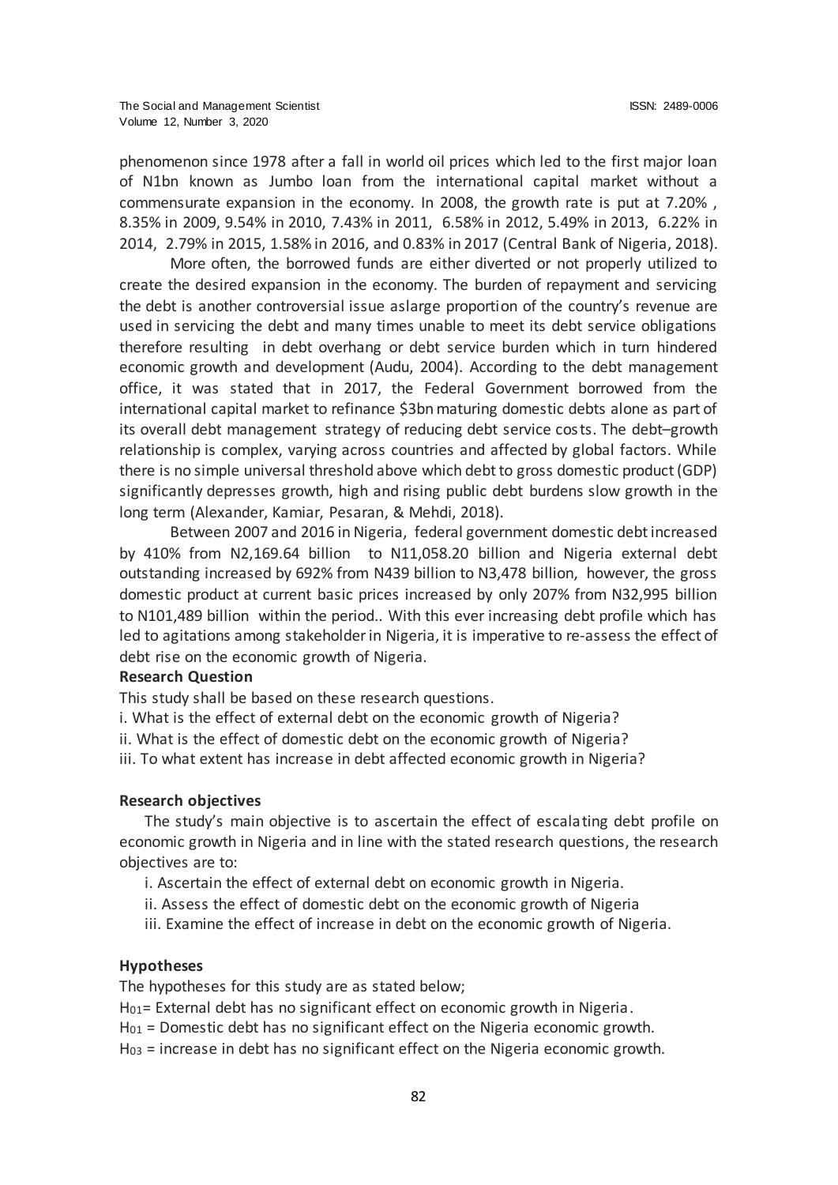phenomenon since 1978 after a fall in world oil prices which led to the first major loan of N1bn known as Jumbo loan from the international capital market without a commensurate expansion in the economy. In 2008, the growth rate is put at 7.20% , 8.35% in 2009, 9.54% in 2010, 7.43% in 2011, 6.58% in 2012, 5.49% in 2013, 6.22% in 2014, 2.79% in 2015, 1.58% in 2016, and 0.83% in 2017 (Central Bank of Nigeria, 2018).

More often, the borrowed funds are either diverted or not properly utilized to create the desired expansion in the economy. The burden of repayment and servicing the debt is another controversial issue aslarge proportion of the country's revenue are used in servicing the debt and many times unable to meet its debt service obligations therefore resulting in debt overhang or debt service burden which in turn hindered economic growth and development (Audu, 2004). According to the debt management office, it was stated that in 2017, the Federal Government borrowed from the international capital market to refinance \$3bn maturing domestic debts alone as part of its overall debt management strategy of reducing debt service costs. The debt–growth relationship is complex, varying across countries and affected by global factors. While there is no simple universal threshold above which debt to gross domestic product (GDP) significantly depresses growth, high and rising public debt burdens slow growth in the long term (Alexander, Kamiar, Pesaran, & Mehdi, 2018).

Between 2007 and 2016 in Nigeria, federal government domestic debt increased by 410% from N2,169.64 billion to N11,058.20 billion and Nigeria external debt outstanding increased by 692% from N439 billion to N3,478 billion, however, the gross domestic product at current basic prices increased by only 207% from N32,995 billion to N101,489 billion within the period.. With this ever increasing debt profile which has led to agitations among stakeholder in Nigeria, it is imperative to re-assess the effect of debt rise on the economic growth of Nigeria.

**Research Question**

This study shall be based on these research questions.

i. What is the effect of external debt on the economic growth of Nigeria?

ii. What is the effect of domestic debt on the economic growth of Nigeria?

iii. To what extent has increase in debt affected economic growth in Nigeria?

**Research objectives**

The study's main objective is to ascertain the effect of escalating debt profile on economic growth in Nigeria and in line with the stated research questions, the research objectives are to:

i. Ascertain the effect of external debt on economic growth in Nigeria.

ii. Assess the effect of domestic debt on the economic growth of Nigeria

iii. Examine the effect of increase in debt on the economic growth of Nigeria.

**Hypotheses**

The hypotheses for this study are as stated below;

$H_{01}$= External debt has no significant effect on economic growth in Nigeria.

$H_{01}$ = Domestic debt has no significant effect on the Nigeria economic growth.

$H_{03}$ = increase in debt has no significant effect on the Nigeria economic growth.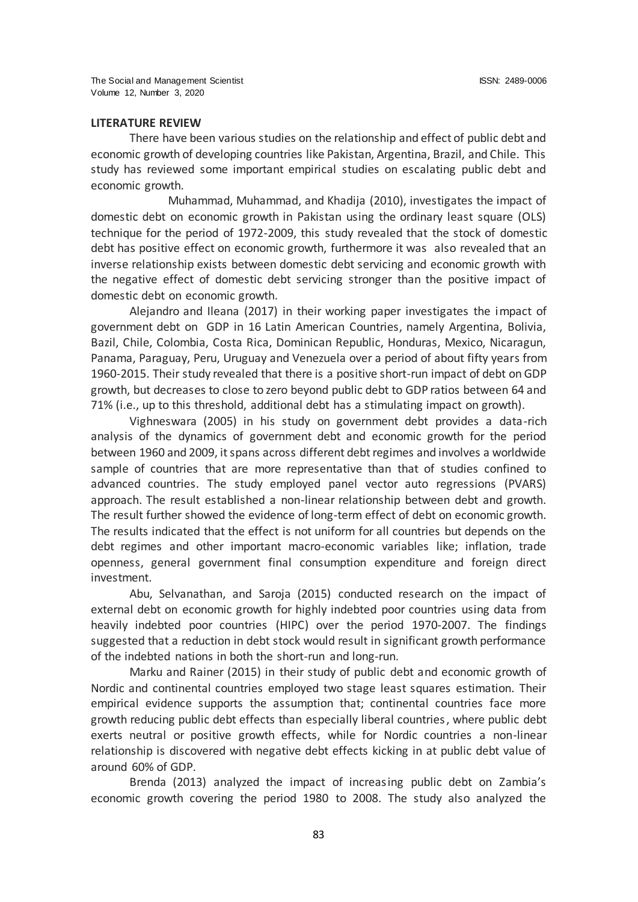## LITERATURE REVIEW

There have been various studies on the relationship and effect of public debt and economic growth of developing countries like Pakistan, Argentina, Brazil, and Chile. This study has reviewed some important empirical studies on escalating public debt and economic growth.

Muhammad, Muhammad, and Khadija (2010), investigates the impact of domestic debt on economic growth in Pakistan using the ordinary least square (OLS) technique for the period of 1972-2009, this study revealed that the stock of domestic debt has positive effect on economic growth, furthermore it was also revealed that an inverse relationship exists between domestic debt servicing and economic growth with the negative effect of domestic debt servicing stronger than the positive impact of domestic debt on economic growth.

Alejandro and Ileana (2017) in their working paper investigates the impact of government debt on GDP in 16 Latin American Countries, namely Argentina, Bolivia, Bazil, Chile, Colombia, Costa Rica, Dominican Republic, Honduras, Mexico, Nicaragun, Panama, Paraguay, Peru, Uruguay and Venezuela over a period of about fifty years from 1960-2015. Their study revealed that there is a positive short-run impact of debt on GDP growth, but decreases to close to zero beyond public debt to GDP ratios between 64 and 71% (i.e., up to this threshold, additional debt has a stimulating impact on growth).

Vighneswara (2005) in his study on government debt provides a data-rich analysis of the dynamics of government debt and economic growth for the period between 1960 and 2009, it spans across different debt regimes and involves a worldwide sample of countries that are more representative than that of studies confined to advanced countries. The study employed panel vector auto regressions (PVARS) approach. The result established a non-linear relationship between debt and growth. The result further showed the evidence of long-term effect of debt on economic growth. The results indicated that the effect is not uniform for all countries but depends on the debt regimes and other important macro-economic variables like; inflation, trade openness, general government final consumption expenditure and foreign direct investment.

Abu, Selvanathan, and Saroja (2015) conducted research on the impact of external debt on economic growth for highly indebted poor countries using data from heavily indebted poor countries (HIPC) over the period 1970-2007. The findings suggested that a reduction in debt stock would result in significant growth performance of the indebted nations in both the short-run and long-run.

Marku and Rainer (2015) in their study of public debt and economic growth of Nordic and continental countries employed two stage least squares estimation. Their empirical evidence supports the assumption that; continental countries face more growth reducing public debt effects than especially liberal countries, where public debt exerts neutral or positive growth effects, while for Nordic countries a non-linear relationship is discovered with negative debt effects kicking in at public debt value of around 60% of GDP.

Brenda (2013) analyzed the impact of increasing public debt on Zambia's economic growth covering the period 1980 to 2008. The study also analyzed the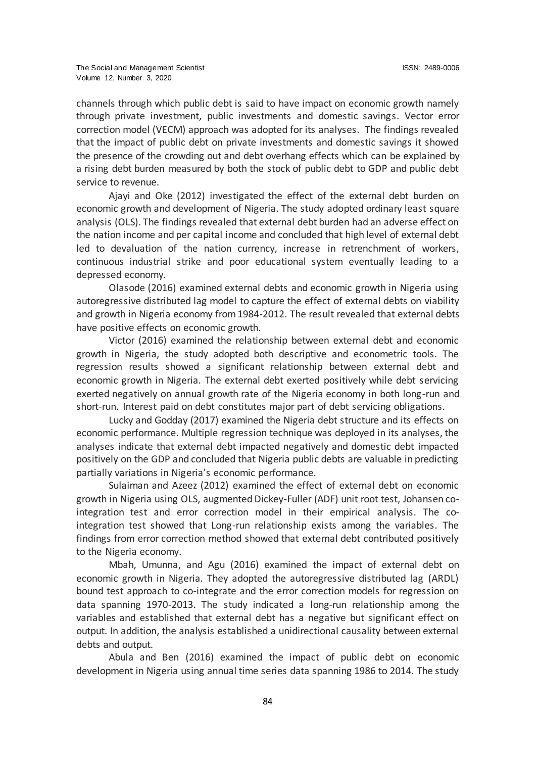channels through which public debt is said to have impact on economic growth namely through private investment, public investments and domestic savings. Vector error correction model (VECM) approach was adopted for its analyses. The findings revealed that the impact of public debt on private investments and domestic savings it showed the presence of the crowding out and debt overhang effects which can be explained by a rising debt burden measured by both the stock of public debt to GDP and public debt service to revenue.

Ajayi and Oke (2012) investigated the effect of the external debt burden on economic growth and development of Nigeria. The study adopted ordinary least square analysis (OLS). The findings revealed that external debt burden had an adverse effect on the nation income and per capital income and concluded that high level of external debt led to devaluation of the nation currency, increase in retrenchment of workers, continuous industrial strike and poor educational system eventually leading to a depressed economy.

Olasode (2016) examined external debts and economic growth in Nigeria using autoregressive distributed lag model to capture the effect of external debts on viability and growth in Nigeria economy from 1984-2012. The result revealed that external debts have positive effects on economic growth.

Victor (2016) examined the relationship between external debt and economic growth in Nigeria, the study adopted both descriptive and econometric tools. The regression results showed a significant relationship between external debt and economic growth in Nigeria. The external debt exerted positively while debt servicing exerted negatively on annual growth rate of the Nigeria economy in both long-run and short-run. Interest paid on debt constitutes major part of debt servicing obligations.

Lucky and Godday (2017) examined the Nigeria debt structure and its effects on economic performance. Multiple regression technique was deployed in its analyses, the analyses indicate that external debt impacted negatively and domestic debt impacted positively on the GDP and concluded that Nigeria public debts are valuable in predicting partially variations in Nigeria's economic performance.

Sulaiman and Azeez (2012) examined the effect of external debt on economic growth in Nigeria using OLS, augmented Dickey-Fuller (ADF) unit root test, Johansen co-integration test and error correction model in their empirical analysis. The co-integration test showed that Long-run relationship exists among the variables. The findings from error correction method showed that external debt contributed positively to the Nigeria economy.

Mbah, Umunna, and Agu (2016) examined the impact of external debt on economic growth in Nigeria. They adopted the autoregressive distributed lag (ARDL) bound test approach to co-integrate and the error correction models for regression on data spanning 1970-2013. The study indicated a long-run relationship among the variables and established that external debt has a negative but significant effect on output. In addition, the analysis established a unidirectional causality between external debts and output.

Abula and Ben (2016) examined the impact of public debt on economic development in Nigeria using annual time series data spanning 1986 to 2014. The study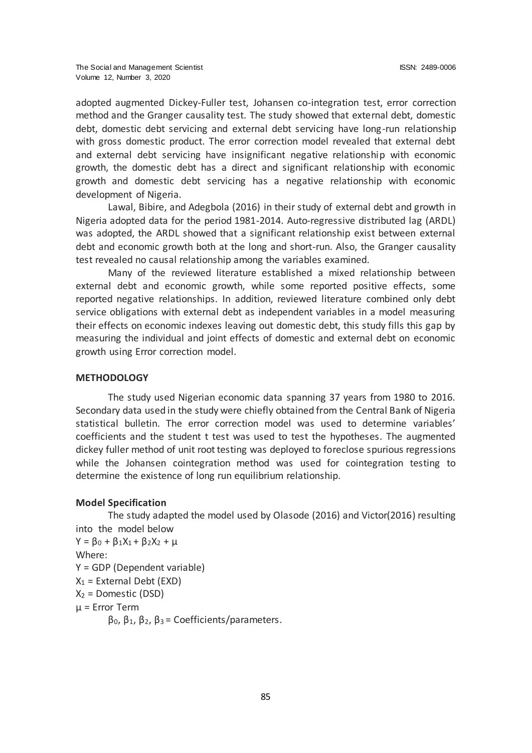adopted augmented Dickey-Fuller test, Johansen co-integration test, error correction method and the Granger causality test. The study showed that external debt, domestic debt, domestic debt servicing and external debt servicing have long-run relationship with gross domestic product. The error correction model revealed that external debt and external debt servicing have insignificant negative relationship with economic growth, the domestic debt has a direct and significant relationship with economic growth and domestic debt servicing has a negative relationship with economic development of Nigeria.

Lawal, Bibire, and Adegbola (2016) in their study of external debt and growth in Nigeria adopted data for the period 1981-2014. Auto-regressive distributed lag (ARDL) was adopted, the ARDL showed that a significant relationship exist between external debt and economic growth both at the long and short-run. Also, the Granger causality test revealed no causal relationship among the variables examined.

Many of the reviewed literature established a mixed relationship between external debt and economic growth, while some reported positive effects, some reported negative relationships. In addition, reviewed literature combined only debt service obligations with external debt as independent variables in a model measuring their effects on economic indexes leaving out domestic debt, this study fills this gap by measuring the individual and joint effects of domestic and external debt on economic growth using Error correction model.

## METHODOLOGY

The study used Nigerian economic data spanning 37 years from 1980 to 2016. Secondary data used in the study were chiefly obtained from the Central Bank of Nigeria statistical bulletin. The error correction model was used to determine variables' coefficients and the student t test was used to test the hypotheses. The augmented dickey fuller method of unit root testing was deployed to foreclose spurious regressions while the Johansen cointegration method was used for cointegration testing to determine the existence of long run equilibrium relationship.

### Model Specification

The study adapted the model used by Olasode (2016) and Victor(2016) resulting into the model below

$Y = \beta_0 + \beta_1 X_1 + \beta_2 X_2 + \mu$

Where:

Y = GDP (Dependent variable)

$X_1$ = External Debt (EXD)

$X_2$ = Domestic (DSD)

$\mu$ = Error Term

$\beta_0$, $\beta_1$, $\beta_2$, $\beta_3$ = Coefficients/parameters.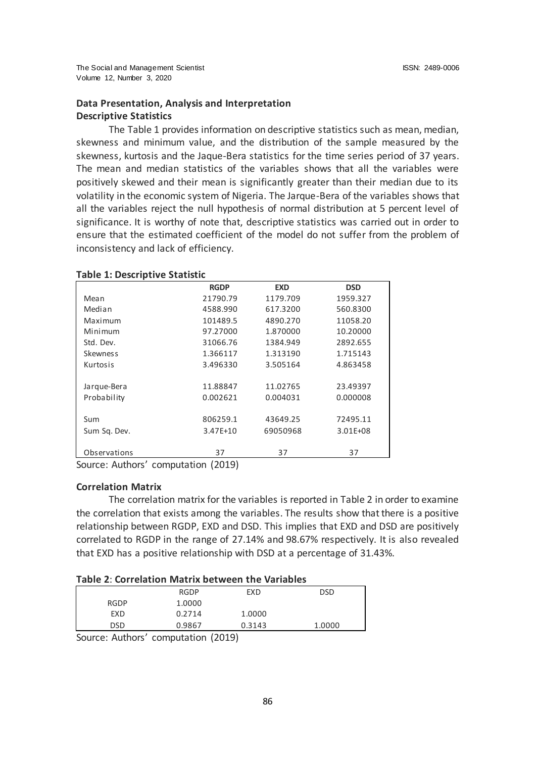## Data Presentation, Analysis and Interpretation

### Descriptive Statistics

The Table 1 provides information on descriptive statistics such as mean, median, skewness and minimum value, and the distribution of the sample measured by the skewness, kurtosis and the Jaque-Bera statistics for the time series period of 37 years. The mean and median statistics of the variables shows that all the variables were positively skewed and their mean is significantly greater than their median due to its volatility in the economic system of Nigeria. The Jarque-Bera of the variables shows that all the variables reject the null hypothesis of normal distribution at 5 percent level of significance. It is worthy of note that, descriptive statistics was carried out in order to ensure that the estimated coefficient of the model do not suffer from the problem of inconsistency and lack of efficiency.

**Table 1: Descriptive Statistic**

| | **RGDP** | **EXD** | **DSD** |
|---|---|---|---|
| Mean | 21790.79 | 1179.709 | 1959.327 |
| Median | 4588.990 | 617.3200 | 560.8300 |
| Maximum | 101489.5 | 4890.270 | 11058.20 |
| Minimum | 97.27000 | 1.870000 | 10.20000 |
| Std. Dev. | 31066.76 | 1384.949 | 2892.655 |
| Skewness | 1.366117 | 1.313190 | 1.715143 |
| Kurtosis | 3.496330 | 3.505164 | 4.863458 |
| Jarque-Bera | 11.88847 | 11.02765 | 23.49397 |
| Probability | 0.002621 | 0.004031 | 0.000008 |
| Sum | 806259.1 | 43649.25 | 72495.11 |
| Sum Sq. Dev. | 3.47E+10 | 69050968 | 3.01E+08 |
| Observations | 37 | 37 | 37 |

Source: Authors' computation (2019)

### Correlation Matrix

The correlation matrix for the variables is reported in Table 2 in order to examine the correlation that exists among the variables. The results show that there is a positive relationship between RGDP, EXD and DSD. This implies that EXD and DSD are positively correlated to RGDP in the range of 27.14% and 98.67% respectively. It is also revealed that EXD has a positive relationship with DSD at a percentage of 31.43%.

**Table 2**: **Correlation Matrix between the Variables**

| | RGDP | EXD | DSD |
|---|---|---|---|
| RGDP | 1.0000 | | |
| EXD | 0.2714 | 1.0000 | |
| DSD | 0.9867 | 0.3143 | 1.0000 |

Source: Authors' computation (2019)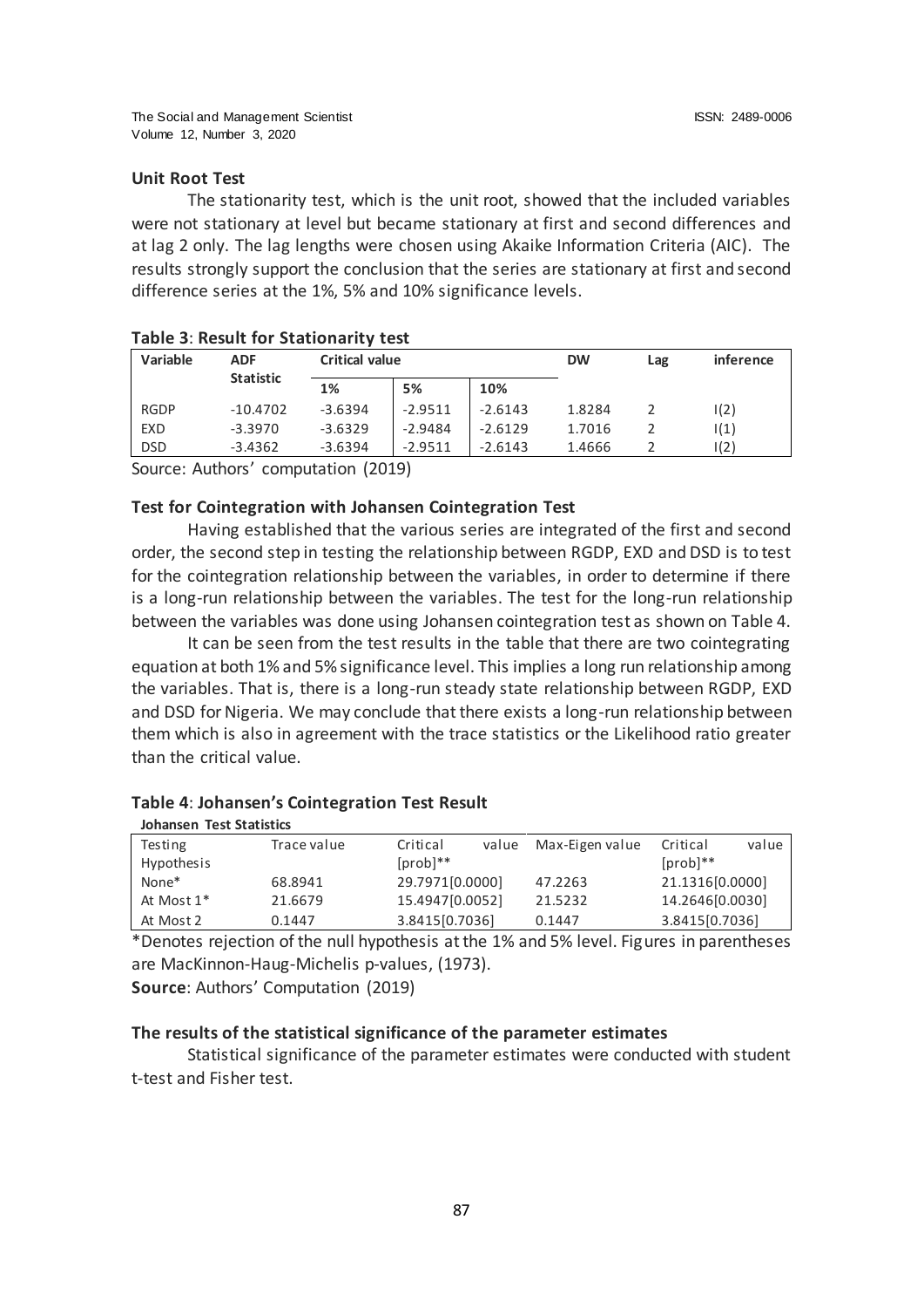### Unit Root Test

The stationarity test, which is the unit root, showed that the included variables were not stationary at level but became stationary at first and second differences and at lag 2 only. The lag lengths were chosen using Akaike Information Criteria (AIC). The results strongly support the conclusion that the series are stationary at first and second difference series at the 1%, 5% and 10% significance levels.

**Table 3**: **Result for Stationarity test**

| Variable | ADF Statistic | Critical value | | | DW | Lag | inference |
|---|---|---|---|---|---|---|---|
| | | 1% | 5% | 10% | | | |
| RGDP | -10.4702 | -3.6394 | -2.9511 | -2.6143 | 1.8284 | 2 | I(2) |
| EXD | -3.3970 | -3.6329 | -2.9484 | -2.6129 | 1.7016 | 2 | I(1) |
| DSD | -3.4362 | -3.6394 | -2.9511 | -2.6143 | 1.4666 | 2 | I(2) |

Source: Authors' computation (2019)

### Test for Cointegration with Johansen Cointegration Test

Having established that the various series are integrated of the first and second order, the second step in testing the relationship between RGDP, EXD and DSD is to test for the cointegration relationship between the variables, in order to determine if there is a long-run relationship between the variables. The test for the long-run relationship between the variables was done using Johansen cointegration test as shown on Table 4.

It can be seen from the test results in the table that there are two cointegrating equation at both 1% and 5% significance level. This implies a long run relationship among the variables. That is, there is a long-run steady state relationship between RGDP, EXD and DSD for Nigeria. We may conclude that there exists a long-run relationship between them which is also in agreement with the trace statistics or the Likelihood ratio greater than the critical value.

**Table 4**: **Johansen's Cointegration Test Result**

**Johansen Test Statistics**

| Testing Hypothesis | Trace value | Critical value [prob]** | Max-Eigen value | Critical value [prob]** |
|---|---|---|---|---|
| None* | 68.8941 | 29.7971[0.0000] | 47.2263 | 21.1316[0.0000] |
| At Most 1* | 21.6679 | 15.4947[0.0052] | 21.5232 | 14.2646[0.0030] |
| At Most 2 | 0.1447 | 3.8415[0.7036] | 0.1447 | 3.8415[0.7036] |

*Denotes rejection of the null hypothesis at the 1% and 5% level. Figures in parentheses are MacKinnon-Haug-Michelis p-values, (1973).

**Source**: Authors' Computation (2019)

### The results of the statistical significance of the parameter estimates

Statistical significance of the parameter estimates were conducted with student t-test and Fisher test.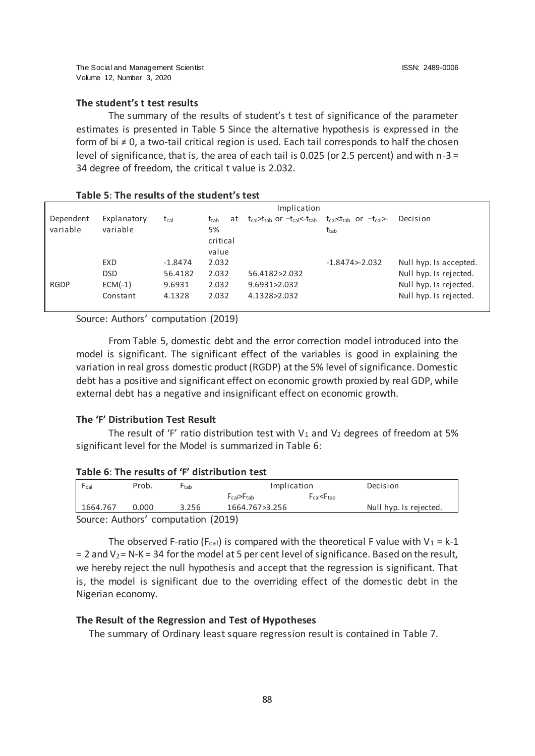### The student's t test results

The summary of the results of student's t test of significance of the parameter estimates is presented in Table 5 Since the alternative hypothesis is expressed in the form of bi ≠ 0, a two-tail critical region is used. Each tail corresponds to half the chosen level of significance, that is, the area of each tail is 0.025 (or 2.5 percent) and with n-3 = 34 degree of freedom, the critical t value is 2.032.

**Table 5**: **The results of the student's test**

| Dependent variable | Explanatory variable | $t_{cal}$ | $t_{tab}$ at 5% critical value | Implication | | Decision |
|---|---|---|---|---|---|---|
| | | | | $t_{cal}>t_{tab}$ or $-t_{cal}<-t_{tab}$ | $t_{cal}<t_{tab}$ or $-t_{cal}>-t_{tab}$ | |
| | EXD | -1.8474 | 2.032 | | -1.8474>-2.032 | Null hyp. Is accepted. |
| | DSD | 56.4182 | 2.032 | 56.4182>2.032 | | Null hyp. Is rejected. |
| RGDP | ECM(-1) | 9.6931 | 2.032 | 9.6931>2.032 | | Null hyp. Is rejected. |
| | Constant | 4.1328 | 2.032 | 4.1328>2.032 | | Null hyp. Is rejected. |

Source: Authors' computation (2019)

From Table 5, domestic debt and the error correction model introduced into the model is significant. The significant effect of the variables is good in explaining the variation in real gross domestic product (RGDP) at the 5% level of significance. Domestic debt has a positive and significant effect on economic growth proxied by real GDP, while external debt has a negative and insignificant effect on economic growth.

### The 'F' Distribution Test Result

The result of 'F' ratio distribution test with $V_1$ and $V_2$ degrees of freedom at 5% significant level for the Model is summarized in Table 6:

**Table 6**: **The results of 'F' distribution test**

| $F_{cal}$ | Prob. | $F_{tab}$ | Implication | | Decision |
|---|---|---|---|---|---|
| | | | $F_{cal}>F_{tab}$ | $F_{cal}<F_{tab}$ | |
| 1664.767 | 0.000 | 3.256 | 1664.767>3.256 | | Null hyp. Is rejected. |

Source: Authors' computation (2019)

The observed F-ratio ($F_{cal}$) is compared with the theoretical F value with $V_1 = k-1 = 2$ and $V_2 = N-K = 34$ for the model at 5 per cent level of significance. Based on the result, we hereby reject the null hypothesis and accept that the regression is significant. That is, the model is significant due to the overriding effect of the domestic debt in the Nigerian economy.

### The Result of the Regression and Test of Hypotheses

The summary of Ordinary least square regression result is contained in Table 7.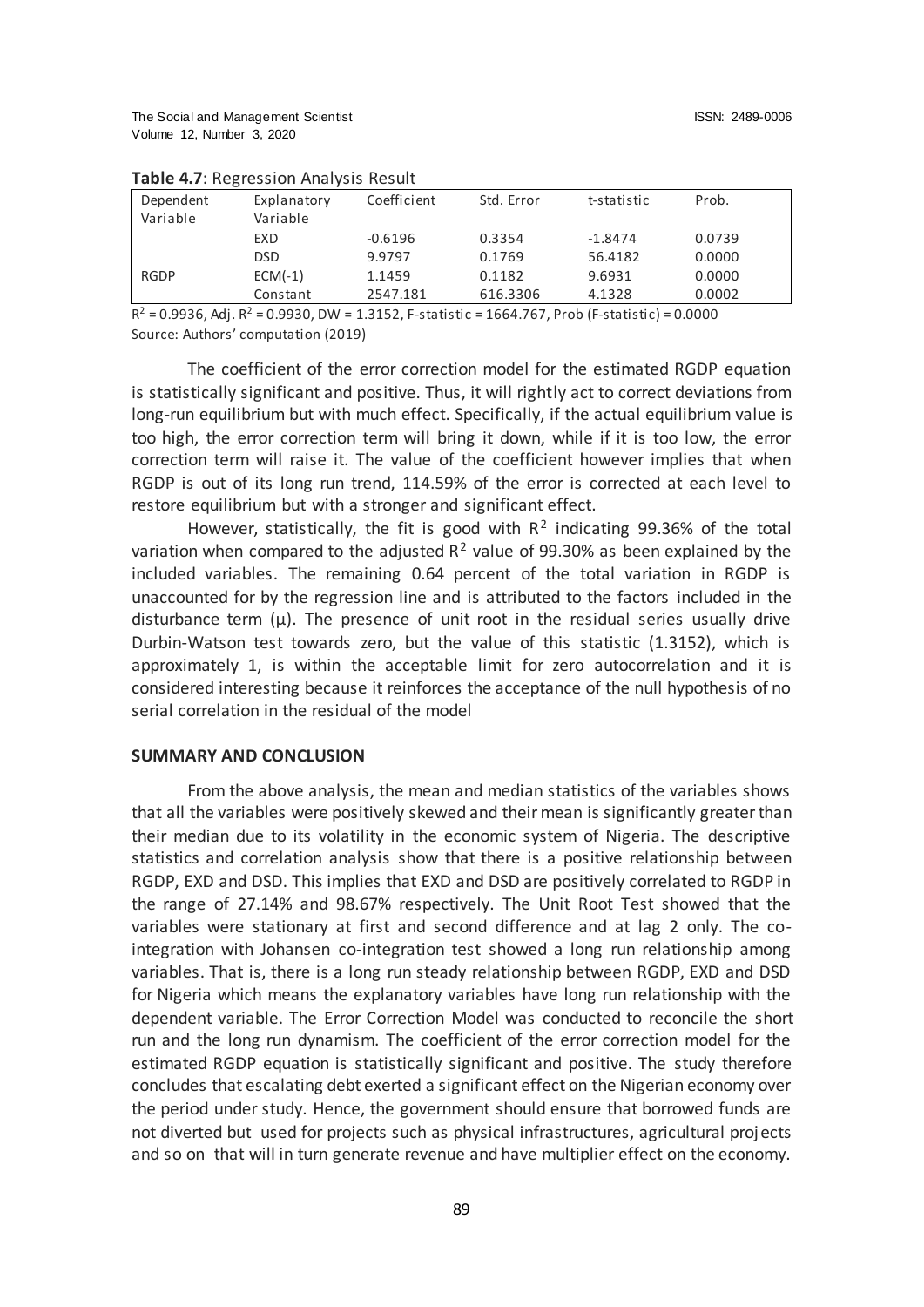**Table 4.7**: Regression Analysis Result

| Dependent Variable | Explanatory Variable | Coefficient | Std. Error | t-statistic | Prob. |
|---|---|---|---|---|---|
| | EXD | -0.6196 | 0.3354 | -1.8474 | 0.0739 |
| | DSD | 9.9797 | 0.1769 | 56.4182 | 0.0000 |
| RGDP | ECM(-1) | 1.1459 | 0.1182 | 9.6931 | 0.0000 |
| | Constant | 2547.181 | 616.3306 | 4.1328 | 0.0002 |

$R^2$ = 0.9936, Adj. $R^2$ = 0.9930, DW = 1.3152, F-statistic = 1664.767, Prob (F-statistic) = 0.0000

Source: Authors' computation (2019)

The coefficient of the error correction model for the estimated RGDP equation is statistically significant and positive. Thus, it will rightly act to correct deviations from long-run equilibrium but with much effect. Specifically, if the actual equilibrium value is too high, the error correction term will bring it down, while if it is too low, the error correction term will raise it. The value of the coefficient however implies that when RGDP is out of its long run trend, 114.59% of the error is corrected at each level to restore equilibrium but with a stronger and significant effect.

However, statistically, the fit is good with $R^2$ indicating 99.36% of the total variation when compared to the adjusted $R^2$ value of 99.30% as been explained by the included variables. The remaining 0.64 percent of the total variation in RGDP is unaccounted for by the regression line and is attributed to the factors included in the disturbance term ($\mu$). The presence of unit root in the residual series usually drive Durbin-Watson test towards zero, but the value of this statistic (1.3152), which is approximately 1, is within the acceptable limit for zero autocorrelation and it is considered interesting because it reinforces the acceptance of the null hypothesis of no serial correlation in the residual of the model

## SUMMARY AND CONCLUSION

From the above analysis, the mean and median statistics of the variables shows that all the variables were positively skewed and their mean is significantly greater than their median due to its volatility in the economic system of Nigeria. The descriptive statistics and correlation analysis show that there is a positive relationship between RGDP, EXD and DSD. This implies that EXD and DSD are positively correlated to RGDP in the range of 27.14% and 98.67% respectively. The Unit Root Test showed that the variables were stationary at first and second difference and at lag 2 only. The co-integration with Johansen co-integration test showed a long run relationship among variables. That is, there is a long run steady relationship between RGDP, EXD and DSD for Nigeria which means the explanatory variables have long run relationship with the dependent variable. The Error Correction Model was conducted to reconcile the short run and the long run dynamism. The coefficient of the error correction model for the estimated RGDP equation is statistically significant and positive. The study therefore concludes that escalating debt exerted a significant effect on the Nigerian economy over the period under study. Hence, the government should ensure that borrowed funds are not diverted but used for projects such as physical infrastructures, agricultural projects and so on that will in turn generate revenue and have multiplier effect on the economy.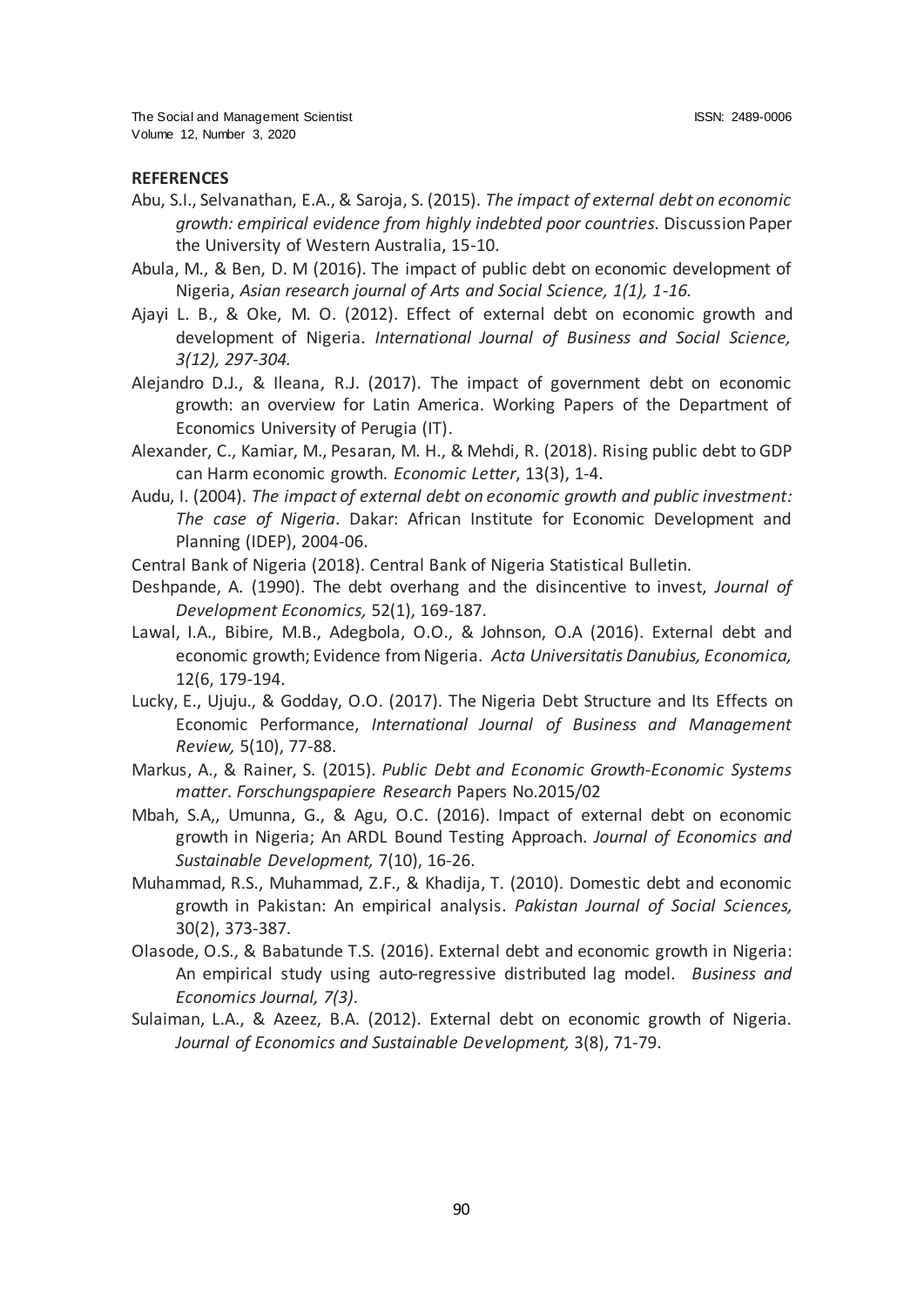## REFERENCES

Abu, S.I., Selvanathan, E.A., & Saroja, S. (2015). *The impact of external debt on economic growth: empirical evidence from highly indebted poor countries*. Discussion Paper the University of Western Australia, 15-10.

Abula, M., & Ben, D. M (2016). The impact of public debt on economic development of Nigeria, *Asian research journal of Arts and Social Science, 1(1), 1-16.*

Ajayi L. B., & Oke, M. O. (2012). Effect of external debt on economic growth and development of Nigeria. *International Journal of Business and Social Science, 3(12), 297-304.*

Alejandro D.J., & Ileana, R.J. (2017). The impact of government debt on economic growth: an overview for Latin America. Working Papers of the Department of Economics University of Perugia (IT).

Alexander, C., Kamiar, M., Pesaran, M. H., & Mehdi, R. (2018). Rising public debt to GDP can Harm economic growth. *Economic Letter*, 13(3), 1-4.

Audu, I. (2004). *The impact of external debt on economic growth and public investment: The case of Nigeria*. Dakar: African Institute for Economic Development and Planning (IDEP), 2004-06.

Central Bank of Nigeria (2018). Central Bank of Nigeria Statistical Bulletin.

Deshpande, A. (1990). The debt overhang and the disincentive to invest, *Journal of Development Economics,* 52(1), 169-187.

Lawal, I.A., Bibire, M.B., Adegbola, O.O., & Johnson, O.A (2016). External debt and economic growth; Evidence from Nigeria. *Acta Universitatis Danubius, Economica,* 12(6, 179-194.

Lucky, E., Ujuju., & Godday, O.O. (2017). The Nigeria Debt Structure and Its Effects on Economic Performance, *International Journal of Business and Management Review,* 5(10), 77-88.

Markus, A., & Rainer, S. (2015). *Public Debt and Economic Growth-Economic Systems matter*. *Forschungspapiere Research* Papers No.2015/02

Mbah, S.A,, Umunna, G., & Agu, O.C. (2016). Impact of external debt on economic growth in Nigeria; An ARDL Bound Testing Approach. *Journal of Economics and Sustainable Development,* 7(10), 16-26.

Muhammad, R.S., Muhammad, Z.F., & Khadija, T. (2010). Domestic debt and economic growth in Pakistan: An empirical analysis. *Pakistan Journal of Social Sciences,* 30(2), 373-387.

Olasode, O.S., & Babatunde T.S. (2016). External debt and economic growth in Nigeria: An empirical study using auto-regressive distributed lag model. *Business and Economics Journal, 7(3).*

Sulaiman, L.A., & Azeez, B.A. (2012). External debt on economic growth of Nigeria. *Journal of Economics and Sustainable Development,* 3(8), 71-79.